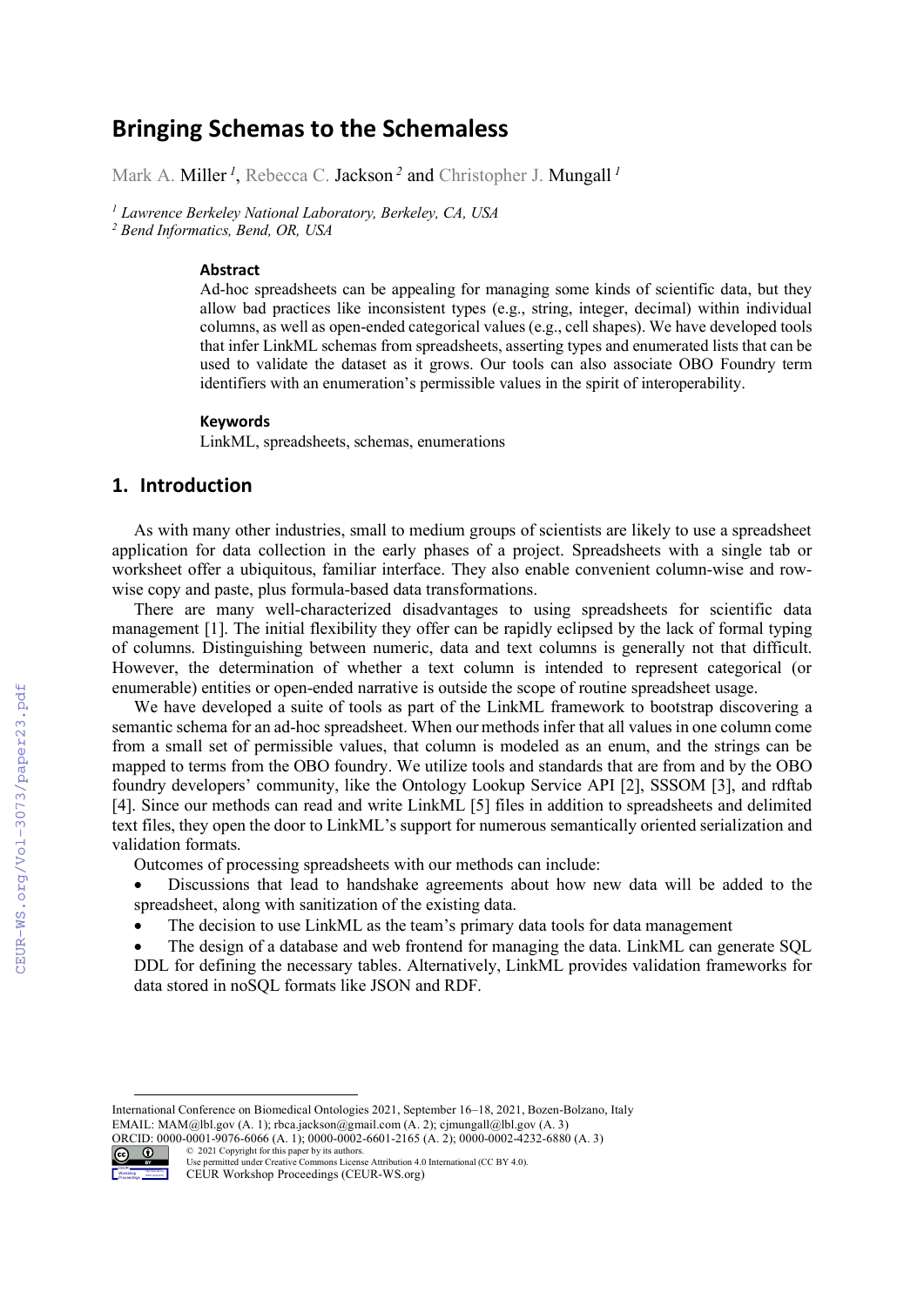# Bringing Schemas to the Schemaless

Mark A. Miller [1], Rebecca C. Jackson [2] and Christopher J. Mungall [1]

[1] *Lawrence Berkeley National Laboratory, Berkeley, CA, USA*
[2] *Bend Informatics, Bend, OR, USA*

### Abstract

Ad-hoc spreadsheets can be appealing for managing some kinds of scientific data, but they allow bad practices like inconsistent types (e.g., string, integer, decimal) within individual columns, as well as open-ended categorical values (e.g., cell shapes). We have developed tools that infer LinkML schemas from spreadsheets, asserting types and enumerated lists that can be used to validate the dataset as it grows. Our tools can also associate OBO Foundry term identifiers with an enumeration's permissible values in the spirit of interoperability.

### Keywords

LinkML, spreadsheets, schemas, enumerations

## 1. Introduction

As with many other industries, small to medium groups of scientists are likely to use a spreadsheet application for data collection in the early phases of a project. Spreadsheets with a single tab or worksheet offer a ubiquitous, familiar interface. They also enable convenient column-wise and row-wise copy and paste, plus formula-based data transformations.

There are many well-characterized disadvantages to using spreadsheets for scientific data management [1]. The initial flexibility they offer can be rapidly eclipsed by the lack of formal typing of columns. Distinguishing between numeric, data and text columns is generally not that difficult. However, the determination of whether a text column is intended to represent categorical (or enumerable) entities or open-ended narrative is outside the scope of routine spreadsheet usage.

We have developed a suite of tools as part of the LinkML framework to bootstrap discovering a semantic schema for an ad-hoc spreadsheet. When our methods infer that all values in one column come from a small set of permissible values, that column is modeled as an enum, and the strings can be mapped to terms from the OBO foundry. We utilize tools and standards that are from and by the OBO foundry developers' community, like the Ontology Lookup Service API [2], SSSOM [3], and rdftab [4]. Since our methods can read and write LinkML [5] files in addition to spreadsheets and delimited text files, they open the door to LinkML's support for numerous semantically oriented serialization and validation formats.

Outcomes of processing spreadsheets with our methods can include:

- Discussions that lead to handshake agreements about how new data will be added to the spreadsheet, along with sanitization of the existing data.
- The decision to use LinkML as the team's primary data tools for data management
- The design of a database and web frontend for managing the data. LinkML can generate SQL DDL for defining the necessary tables. Alternatively, LinkML provides validation frameworks for data stored in noSQL formats like JSON and RDF.

International Conference on Biomedical Ontologies 2021, September 16–18, 2021, Bozen-Bolzano, Italy
EMAIL: MAM@lbl.gov (A. 1); rbca.jackson@gmail.com (A. 2); cjmungall@lbl.gov (A. 3)
ORCID: 0000-0001-9076-6066 (A. 1); 0000-0002-6601-2165 (A. 2); 0000-0002-4232-6880 (A. 3)
© 2021 Copyright for this paper by its authors.
Use permitted under Creative Commons License Attribution 4.0 International (CC BY 4.0).
CEUR Workshop Proceedings (CEUR-WS.org)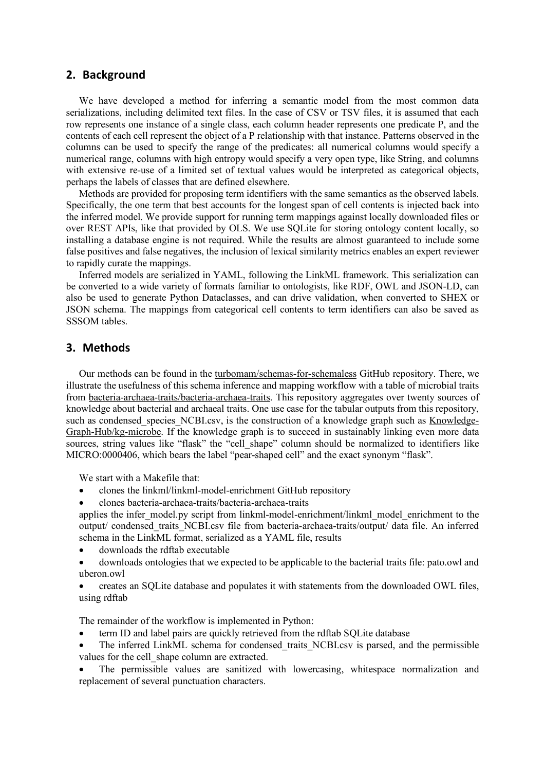## 2. Background

We have developed a method for inferring a semantic model from the most common data serializations, including delimited text files. In the case of CSV or TSV files, it is assumed that each row represents one instance of a single class, each column header represents one predicate P, and the contents of each cell represent the object of a P relationship with that instance. Patterns observed in the columns can be used to specify the range of the predicates: all numerical columns would specify a numerical range, columns with high entropy would specify a very open type, like String, and columns with extensive re-use of a limited set of textual values would be interpreted as categorical objects, perhaps the labels of classes that are defined elsewhere.

Methods are provided for proposing term identifiers with the same semantics as the observed labels. Specifically, the one term that best accounts for the longest span of cell contents is injected back into the inferred model. We provide support for running term mappings against locally downloaded files or over REST APIs, like that provided by OLS. We use SQLite for storing ontology content locally, so installing a database engine is not required. While the results are almost guaranteed to include some false positives and false negatives, the inclusion of lexical similarity metrics enables an expert reviewer to rapidly curate the mappings.

Inferred models are serialized in YAML, following the LinkML framework. This serialization can be converted to a wide variety of formats familiar to ontologists, like RDF, OWL and JSON-LD, can also be used to generate Python Dataclasses, and can drive validation, when converted to SHEX or JSON schema. The mappings from categorical cell contents to term identifiers can also be saved as SSSOM tables.

## 3. Methods

Our methods can be found in the turbomam/schemas-for-schemaless GitHub repository. There, we illustrate the usefulness of this schema inference and mapping workflow with a table of microbial traits from bacteria-archaea-traits/bacteria-archaea-traits. This repository aggregates over twenty sources of knowledge about bacterial and archaeal traits. One use case for the tabular outputs from this repository, such as condensed_species_NCBI.csv, is the construction of a knowledge graph such as Knowledge-Graph-Hub/kg-microbe. If the knowledge graph is to succeed in sustainably linking even more data sources, string values like "flask" the "cell_shape" column should be normalized to identifiers like MICRO:0000406, which bears the label "pear-shaped cell" and the exact synonym "flask".

We start with a Makefile that:

- clones the linkml/linkml-model-enrichment GitHub repository
- clones bacteria-archaea-traits/bacteria-archaea-traits

applies the infer_model.py script from linkml-model-enrichment/linkml_model_enrichment to the output/ condensed_traits_NCBI.csv file from bacteria-archaea-traits/output/ data file. An inferred schema in the LinkML format, serialized as a YAML file, results

- downloads the rdftab executable
- downloads ontologies that we expected to be applicable to the bacterial traits file: pato.owl and uberon.owl
- creates an SQLite database and populates it with statements from the downloaded OWL files, using rdftab

The remainder of the workflow is implemented in Python:

- term ID and label pairs are quickly retrieved from the rdftab SQLite database
- The inferred LinkML schema for condensed_traits_NCBI.csv is parsed, and the permissible values for the cell_shape column are extracted.
- The permissible values are sanitized with lowercasing, whitespace normalization and replacement of several punctuation characters.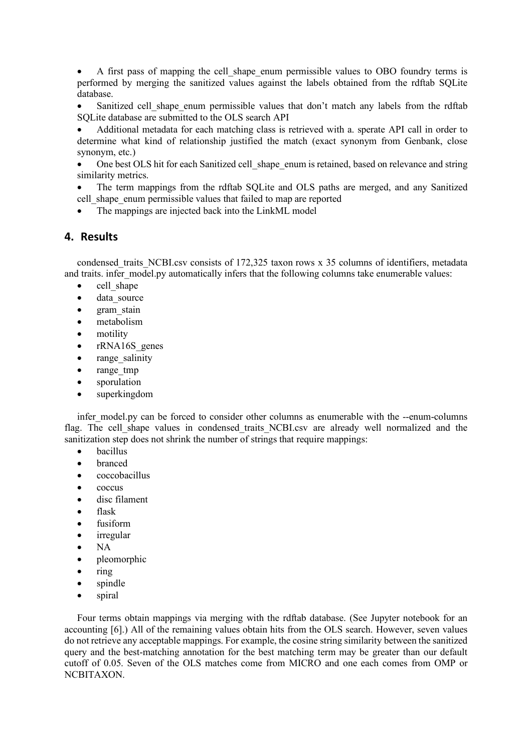- A first pass of mapping the cell_shape_enum permissible values to OBO foundry terms is performed by merging the sanitized values against the labels obtained from the rdftab SQLite database.
- Sanitized cell_shape_enum permissible values that don't match any labels from the rdftab SQLite database are submitted to the OLS search API
- Additional metadata for each matching class is retrieved with a. sperate API call in order to determine what kind of relationship justified the match (exact synonym from Genbank, close synonym, etc.)
- One best OLS hit for each Sanitized cell_shape_enum is retained, based on relevance and string similarity metrics.
- The term mappings from the rdftab SQLite and OLS paths are merged, and any Sanitized cell_shape_enum permissible values that failed to map are reported
- The mappings are injected back into the LinkML model

## 4. Results

condensed_traits_NCBI.csv consists of 172,325 taxon rows x 35 columns of identifiers, metadata and traits. infer_model.py automatically infers that the following columns take enumerable values:

- cell_shape
- data_source
- gram_stain
- metabolism
- motility
- rRNA16S_genes
- range_salinity
- range_tmp
- sporulation
- superkingdom

infer_model.py can be forced to consider other columns as enumerable with the --enum-columns flag. The cell_shape values in condensed_traits_NCBI.csv are already well normalized and the sanitization step does not shrink the number of strings that require mappings:

- bacillus
- branced
- coccobacillus
- coccus
- disc filament
- flask
- fusiform
- irregular
- NA
- pleomorphic
- ring
- spindle
- spiral

Four terms obtain mappings via merging with the rdftab database. (See Jupyter notebook for an accounting [6].) All of the remaining values obtain hits from the OLS search. However, seven values do not retrieve any acceptable mappings. For example, the cosine string similarity between the sanitized query and the best-matching annotation for the best matching term may be greater than our default cutoff of 0.05. Seven of the OLS matches come from MICRO and one each comes from OMP or NCBITAXON.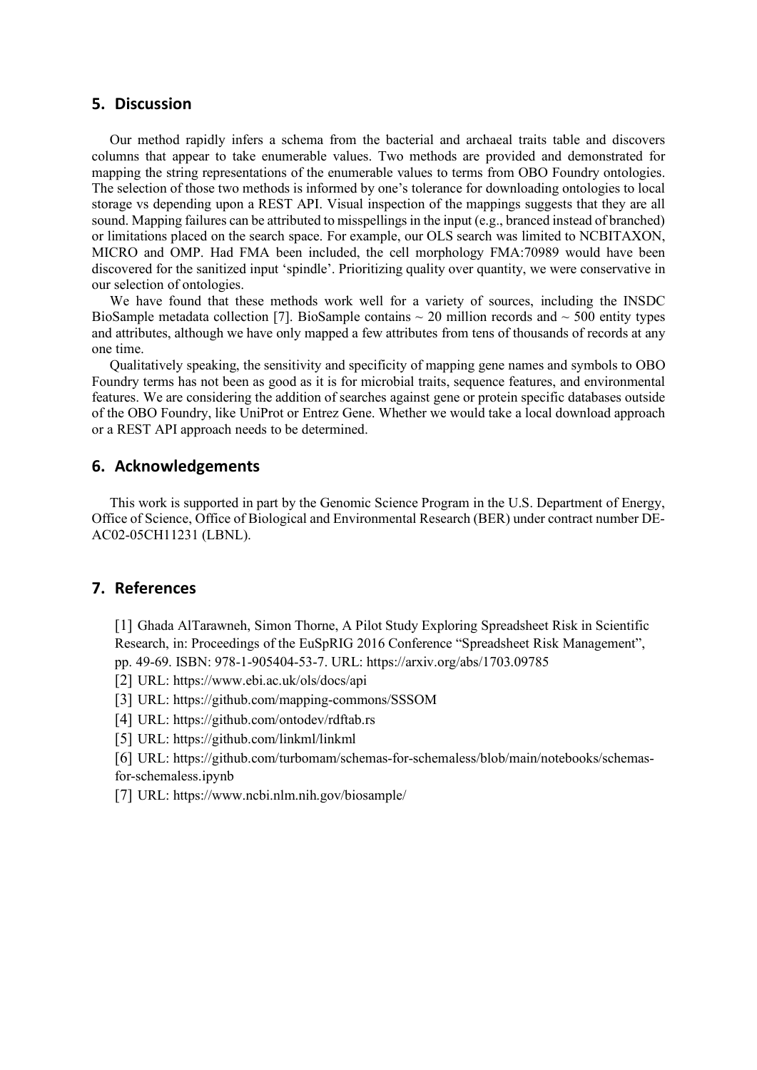## 5. Discussion

Our method rapidly infers a schema from the bacterial and archaeal traits table and discovers columns that appear to take enumerable values. Two methods are provided and demonstrated for mapping the string representations of the enumerable values to terms from OBO Foundry ontologies. The selection of those two methods is informed by one's tolerance for downloading ontologies to local storage vs depending upon a REST API. Visual inspection of the mappings suggests that they are all sound. Mapping failures can be attributed to misspellings in the input (e.g., branced instead of branched) or limitations placed on the search space. For example, our OLS search was limited to NCBITAXON, MICRO and OMP. Had FMA been included, the cell morphology FMA:70989 would have been discovered for the sanitized input 'spindle'. Prioritizing quality over quantity, we were conservative in our selection of ontologies.

We have found that these methods work well for a variety of sources, including the INSDC BioSample metadata collection [7]. BioSample contains ~ 20 million records and ~ 500 entity types and attributes, although we have only mapped a few attributes from tens of thousands of records at any one time.

Qualitatively speaking, the sensitivity and specificity of mapping gene names and symbols to OBO Foundry terms has not been as good as it is for microbial traits, sequence features, and environmental features. We are considering the addition of searches against gene or protein specific databases outside of the OBO Foundry, like UniProt or Entrez Gene. Whether we would take a local download approach or a REST API approach needs to be determined.

## 6. Acknowledgements

This work is supported in part by the Genomic Science Program in the U.S. Department of Energy, Office of Science, Office of Biological and Environmental Research (BER) under contract number DE-AC02-05CH11231 (LBNL).

## 7. References

[1] Ghada AlTarawneh, Simon Thorne, A Pilot Study Exploring Spreadsheet Risk in Scientific Research, in: Proceedings of the EuSpRIG 2016 Conference "Spreadsheet Risk Management", pp. 49-69. ISBN: 978-1-905404-53-7. URL: https://arxiv.org/abs/1703.09785

[2] URL: https://www.ebi.ac.uk/ols/docs/api

[3] URL: https://github.com/mapping-commons/SSSOM

[4] URL: https://github.com/ontodev/rdftab.rs

[5] URL: https://github.com/linkml/linkml

[6] URL: https://github.com/turbomam/schemas-for-schemaless/blob/main/notebooks/schemas-for-schemaless.ipynb

[7] URL: https://www.ncbi.nlm.nih.gov/biosample/